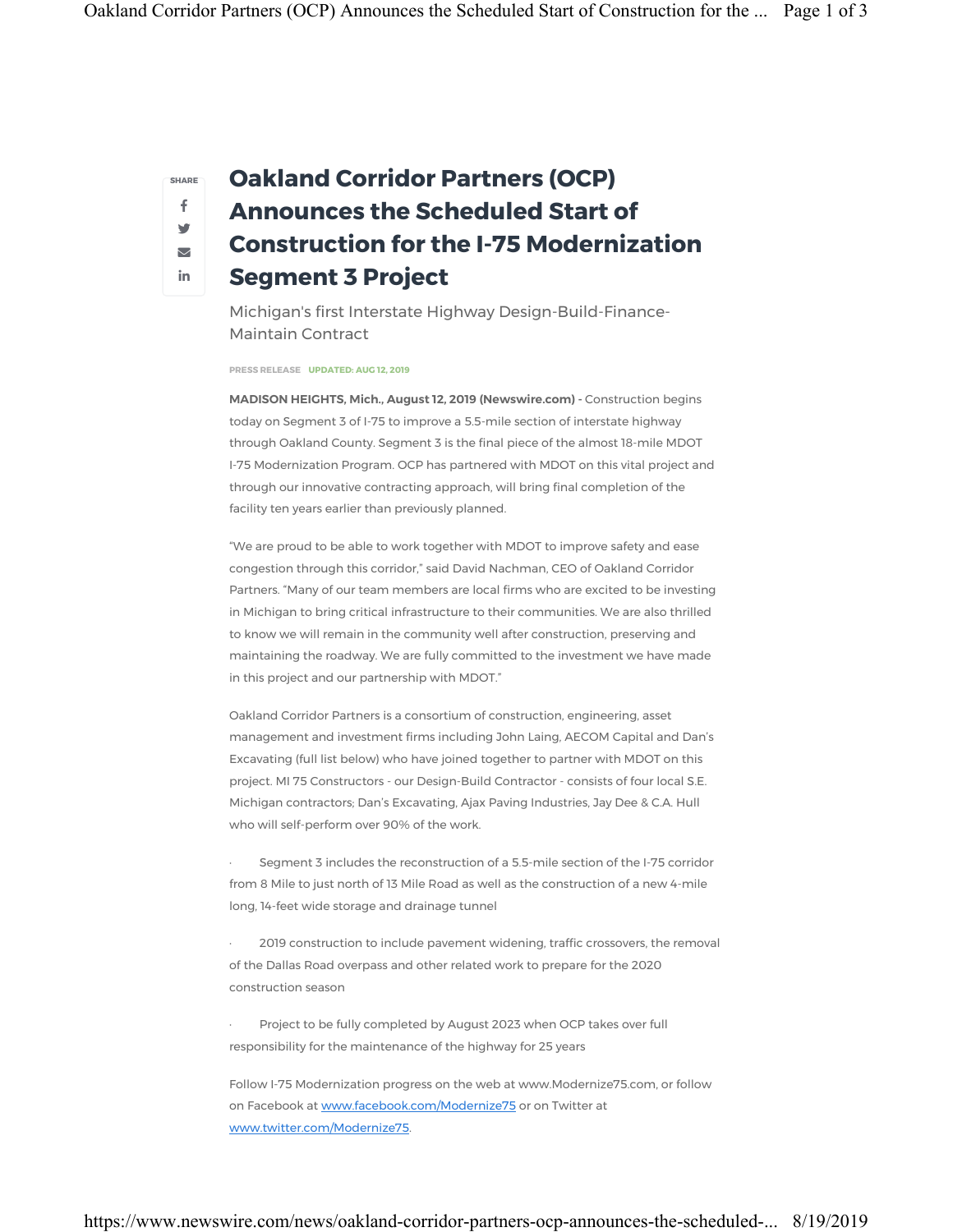# Oakland Corridor Partners (OCP) Announces the Scheduled Start of Construction for the I-75 Modernization Segment 3 Project

Michigan's first Interstate Highway Design-Build-Finance-Maintain Contract

PRESS RELEASE UPDATED: AUG 12, 2019

**MADISON HEIGHTS, Mich., August 12, 2019 (Newswire.com) -** Construction begins today on Segment 3 of I-75 to improve a 5.5-mile section of interstate highway through Oakland County. Segment 3 is the final piece of the almost 18-mile MDOT I-75 Modernization Program. OCP has partnered with MDOT on this vital project and through our innovative contracting approach, will bring final completion of the facility ten years earlier than previously planned.

"We are proud to be able to work together with MDOT to improve safety and ease congestion through this corridor," said David Nachman, CEO of Oakland Corridor Partners. "Many of our team members are local firms who are excited to be investing in Michigan to bring critical infrastructure to their communities. We are also thrilled to know we will remain in the community well after construction, preserving and maintaining the roadway. We are fully committed to the investment we have made in this project and our partnership with MDOT."

Oakland Corridor Partners is a consortium of construction, engineering, asset management and investment firms including John Laing, AECOM Capital and Dan's Excavating (full list below) who have joined together to partner with MDOT on this project. MI 75 Constructors - our Design-Build Contractor - consists of four local S.E. Michigan contractors; Dan's Excavating, Ajax Paving Industries, Jay Dee & C.A. Hull who will self-perform over 90% of the work.

- Segment 3 includes the reconstruction of a 5.5-mile section of the I-75 corridor from 8 Mile to just north of 13 Mile Road as well as the construction of a new 4-mile long, 14-feet wide storage and drainage tunnel
- 2019 construction to include pavement widening, traffic crossovers, the removal of the Dallas Road overpass and other related work to prepare for the 2020 construction season
- Project to be fully completed by August 2023 when OCP takes over full responsibility for the maintenance of the highway for 25 years

Follow I-75 Modernization progress on the web at www.Modernize75.com, or follow on Facebook at www.facebook.com/Modernize75 or on Twitter at www.twitter.com/Modernize75.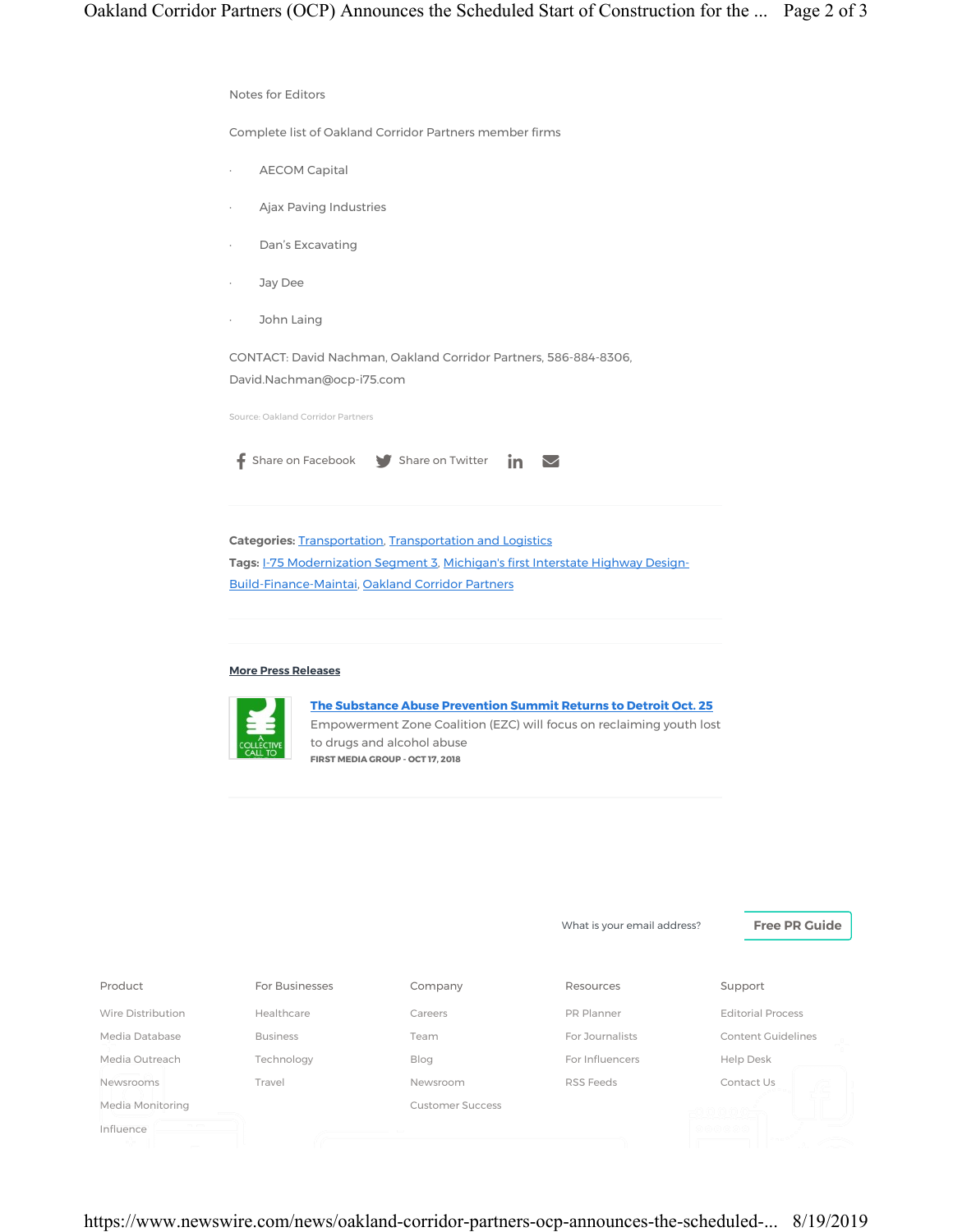Notes for Editors

Complete list of Oakland Corridor Partners member firms

- AECOM Capital
- Ajax Paving Industries
- Dan's Excavating
- Jay Dee
- John Laing

CONTACT: David Nachman, Oakland Corridor Partners, 586-884-8306, David.Nachman@ocp-i75.com

Source: Oakland Corridor Partners

Share on Facebook   Share on Twitter

**Categories:** Transportation, Transportation and Logistics
**Tags:** I-75 Modernization Segment 3, Michigan's first Interstate Highway Design-Build-Finance-Maintai, Oakland Corridor Partners

**More Press Releases**

**The Substance Abuse Prevention Summit Returns to Detroit Oct. 25**
Empowerment Zone Coalition (EZC) will focus on reclaiming youth lost to drugs and alcohol abuse
FIRST MEDIA GROUP - OCT 17, 2018

What is your email address? Free PR Guide

| Product | For Businesses | Company | Resources | Support |
|---|---|---|---|---|
| Wire Distribution | Healthcare | Careers | PR Planner | Editorial Process |
| Media Database | Business | Team | For Journalists | Content Guidelines |
| Media Outreach | Technology | Blog | For Influencers | Help Desk |
| Newsrooms | Travel | Newsroom | RSS Feeds | Contact Us |
| Media Monitoring | | Customer Success | | |
| Influence | | | | |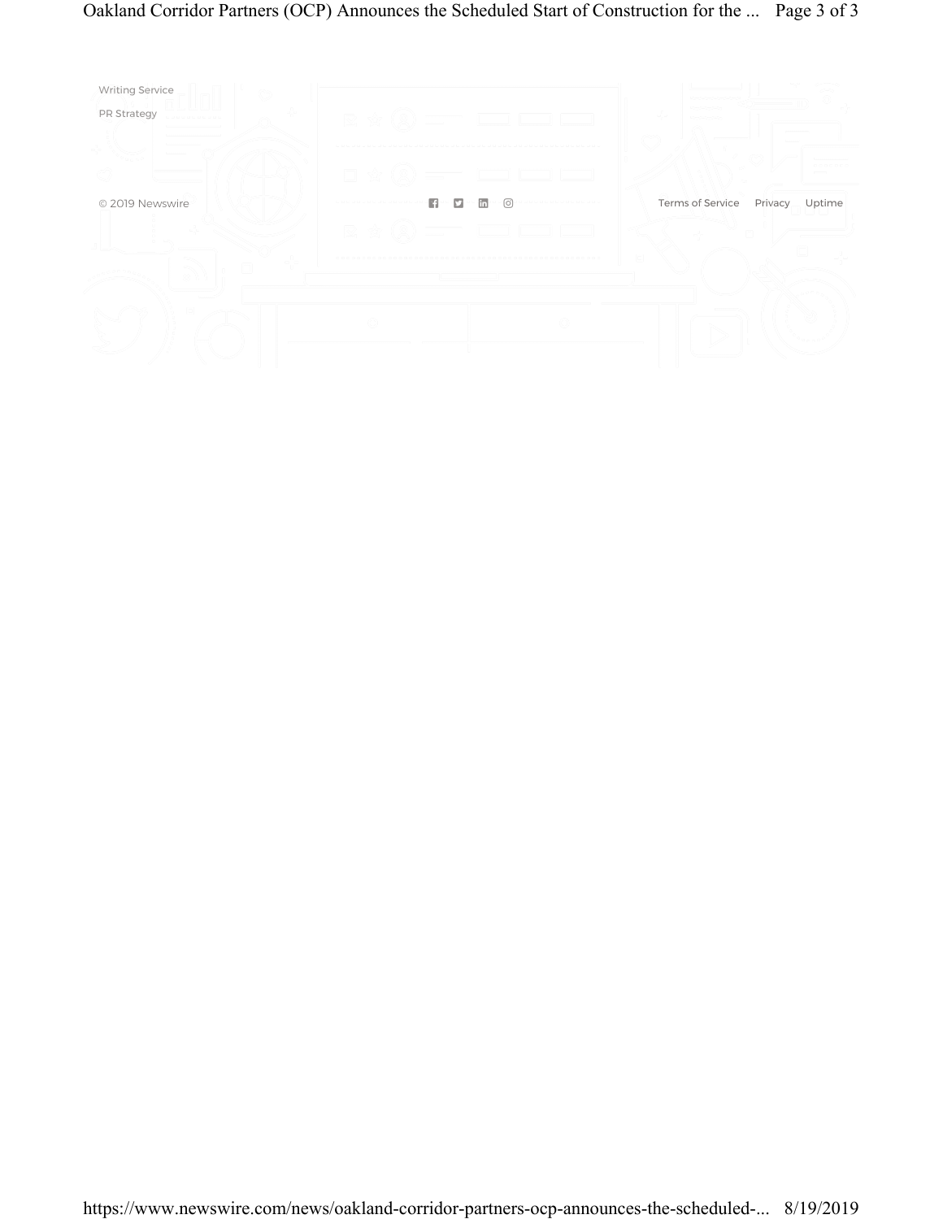Writing Service

PR Strategy

© 2019 Newswire

Terms of Service Privacy Uptime